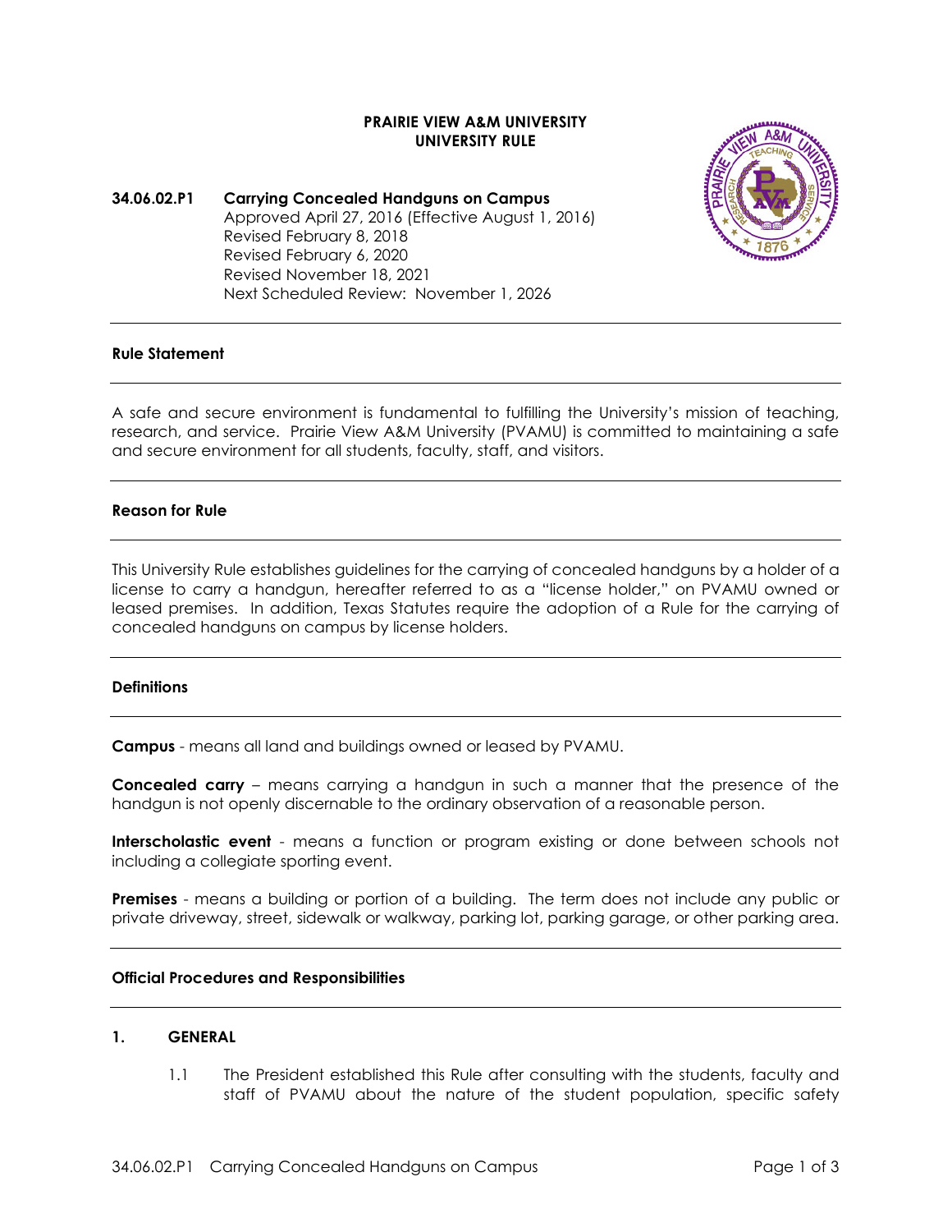**PRAIRIE VIEW A&M UNIVERSITY**
**UNIVERSITY RULE**

**34.06.02.P1 Carrying Concealed Handguns on Campus**

Approved April 27, 2016 (Effective August 1, 2016)
Revised February 8, 2018
Revised February 6, 2020
Revised November 18, 2021
Next Scheduled Review: November 1, 2026

## Rule Statement

A safe and secure environment is fundamental to fulfilling the University's mission of teaching, research, and service. Prairie View A&M University (PVAMU) is committed to maintaining a safe and secure environment for all students, faculty, staff, and visitors.

## Reason for Rule

This University Rule establishes guidelines for the carrying of concealed handguns by a holder of a license to carry a handgun, hereafter referred to as a "license holder," on PVAMU owned or leased premises. In addition, Texas Statutes require the adoption of a Rule for the carrying of concealed handguns on campus by license holders.

## Definitions

**Campus** - means all land and buildings owned or leased by PVAMU.

**Concealed carry** – means carrying a handgun in such a manner that the presence of the handgun is not openly discernable to the ordinary observation of a reasonable person.

**Interscholastic event** - means a function or program existing or done between schools not including a collegiate sporting event.

**Premises** - means a building or portion of a building. The term does not include any public or private driveway, street, sidewalk or walkway, parking lot, parking garage, or other parking area.

## Official Procedures and Responsibilities

### 1. GENERAL

1.1 The President established this Rule after consulting with the students, faculty and staff of PVAMU about the nature of the student population, specific safety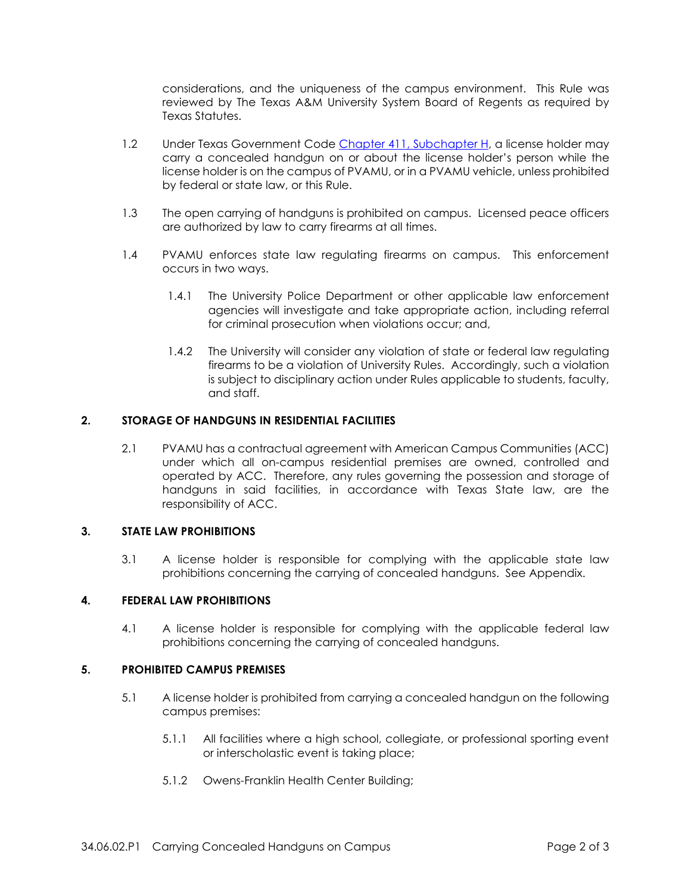considerations, and the uniqueness of the campus environment. This Rule was reviewed by The Texas A&M University System Board of Regents as required by Texas Statutes.

1.2 Under Texas Government Code Chapter 411, Subchapter H, a license holder may carry a concealed handgun on or about the license holder's person while the license holder is on the campus of PVAMU, or in a PVAMU vehicle, unless prohibited by federal or state law, or this Rule.

1.3 The open carrying of handguns is prohibited on campus. Licensed peace officers are authorized by law to carry firearms at all times.

1.4 PVAMU enforces state law regulating firearms on campus. This enforcement occurs in two ways.

1.4.1 The University Police Department or other applicable law enforcement agencies will investigate and take appropriate action, including referral for criminal prosecution when violations occur; and,

1.4.2 The University will consider any violation of state or federal law regulating firearms to be a violation of University Rules. Accordingly, such a violation is subject to disciplinary action under Rules applicable to students, faculty, and staff.

## 2. STORAGE OF HANDGUNS IN RESIDENTIAL FACILITIES

2.1 PVAMU has a contractual agreement with American Campus Communities (ACC) under which all on-campus residential premises are owned, controlled and operated by ACC. Therefore, any rules governing the possession and storage of handguns in said facilities, in accordance with Texas State law, are the responsibility of ACC.

## 3. STATE LAW PROHIBITIONS

3.1 A license holder is responsible for complying with the applicable state law prohibitions concerning the carrying of concealed handguns. See Appendix.

## 4. FEDERAL LAW PROHIBITIONS

4.1 A license holder is responsible for complying with the applicable federal law prohibitions concerning the carrying of concealed handguns.

## 5. PROHIBITED CAMPUS PREMISES

5.1 A license holder is prohibited from carrying a concealed handgun on the following campus premises:

5.1.1 All facilities where a high school, collegiate, or professional sporting event or interscholastic event is taking place;

5.1.2 Owens-Franklin Health Center Building;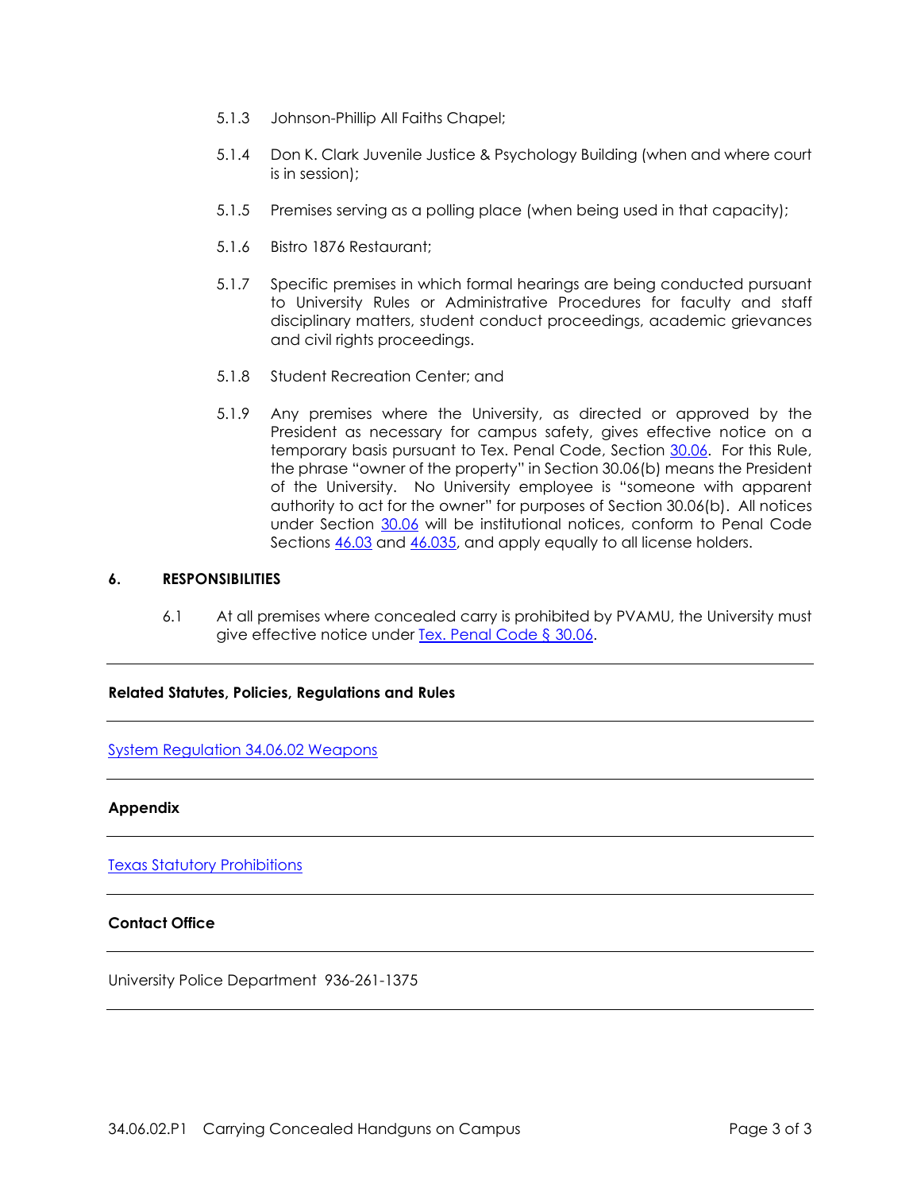5.1.3 Johnson-Phillip All Faiths Chapel;

5.1.4 Don K. Clark Juvenile Justice & Psychology Building (when and where court is in session);

5.1.5 Premises serving as a polling place (when being used in that capacity);

5.1.6 Bistro 1876 Restaurant;

5.1.7 Specific premises in which formal hearings are being conducted pursuant to University Rules or Administrative Procedures for faculty and staff disciplinary matters, student conduct proceedings, academic grievances and civil rights proceedings.

5.1.8 Student Recreation Center; and

5.1.9 Any premises where the University, as directed or approved by the President as necessary for campus safety, gives effective notice on a temporary basis pursuant to Tex. Penal Code, Section 30.06. For this Rule, the phrase "owner of the property" in Section 30.06(b) means the President of the University. No University employee is "someone with apparent authority to act for the owner" for purposes of Section 30.06(b). All notices under Section 30.06 will be institutional notices, conform to Penal Code Sections 46.03 and 46.035, and apply equally to all license holders.

## 6. RESPONSIBILITIES

6.1 At all premises where concealed carry is prohibited by PVAMU, the University must give effective notice under Tex. Penal Code § 30.06.

---

**Related Statutes, Policies, Regulations and Rules**

---

System Regulation 34.06.02 Weapons

---

**Appendix**

---

Texas Statutory Prohibitions

---

**Contact Office**

---

University Police Department 936-261-1375

---